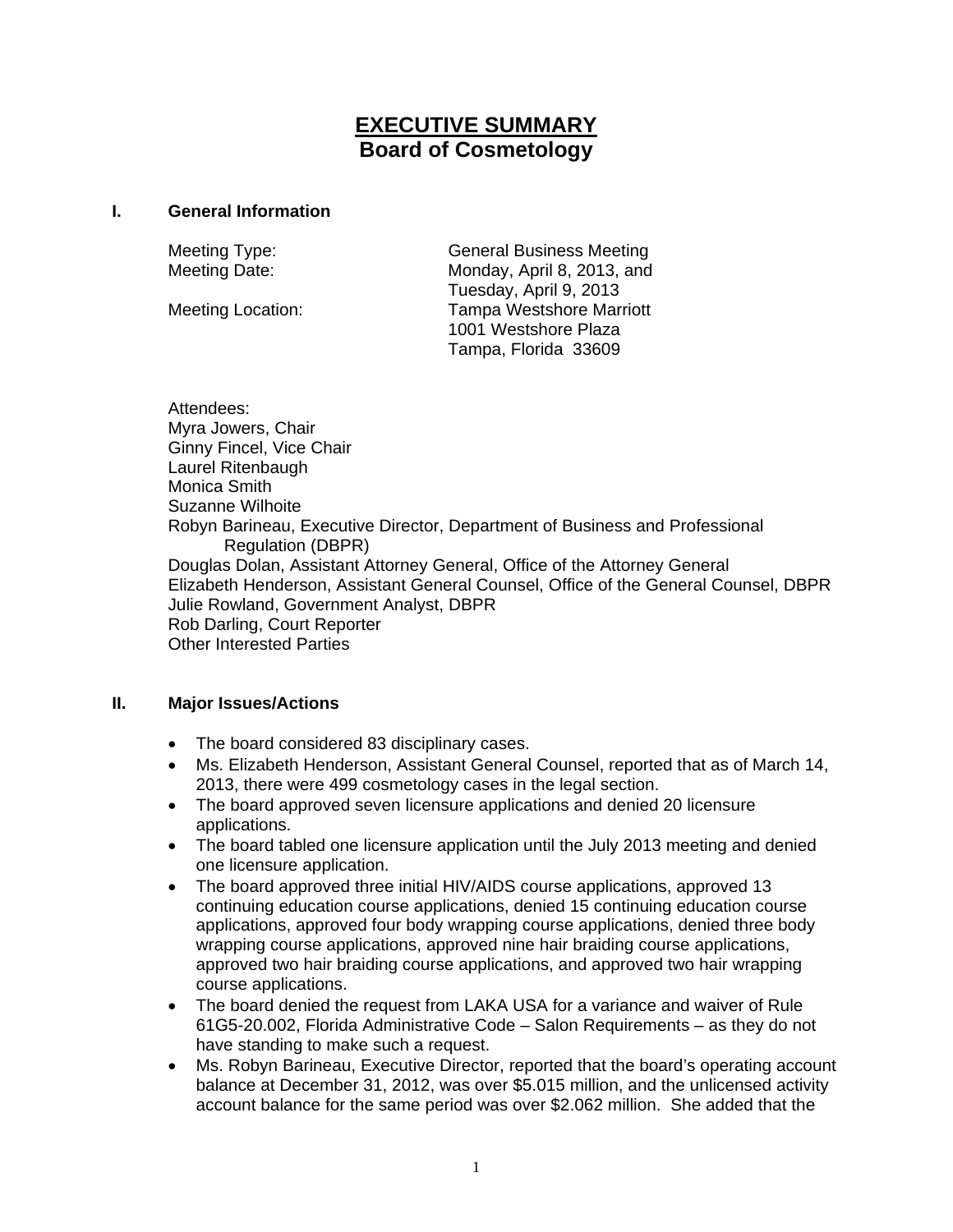# EXECUTIVE SUMMARY
## Board of Cosmetology

### I. General Information

Meeting Type: General Business Meeting
Meeting Date: Monday, April 8, 2013, and Tuesday, April 9, 2013
Meeting Location: Tampa Westshore Marriott
1001 Westshore Plaza
Tampa, Florida 33609

Attendees:
Myra Jowers, Chair
Ginny Fincel, Vice Chair
Laurel Ritenbaugh
Monica Smith
Suzanne Wilhoite
Robyn Barineau, Executive Director, Department of Business and Professional Regulation (DBPR)
Douglas Dolan, Assistant Attorney General, Office of the Attorney General
Elizabeth Henderson, Assistant General Counsel, Office of the General Counsel, DBPR
Julie Rowland, Government Analyst, DBPR
Rob Darling, Court Reporter
Other Interested Parties

### II. Major Issues/Actions

- The board considered 83 disciplinary cases.
- Ms. Elizabeth Henderson, Assistant General Counsel, reported that as of March 14, 2013, there were 499 cosmetology cases in the legal section.
- The board approved seven licensure applications and denied 20 licensure applications.
- The board tabled one licensure application until the July 2013 meeting and denied one licensure application.
- The board approved three initial HIV/AIDS course applications, approved 13 continuing education course applications, denied 15 continuing education course applications, approved four body wrapping course applications, denied three body wrapping course applications, approved nine hair braiding course applications, approved two hair braiding course applications, and approved two hair wrapping course applications.
- The board denied the request from LAKA USA for a variance and waiver of Rule 61G5-20.002, Florida Administrative Code – Salon Requirements – as they do not have standing to make such a request.
- Ms. Robyn Barineau, Executive Director, reported that the board's operating account balance at December 31, 2012, was over $5.015 million, and the unlicensed activity account balance for the same period was over $2.062 million. She added that the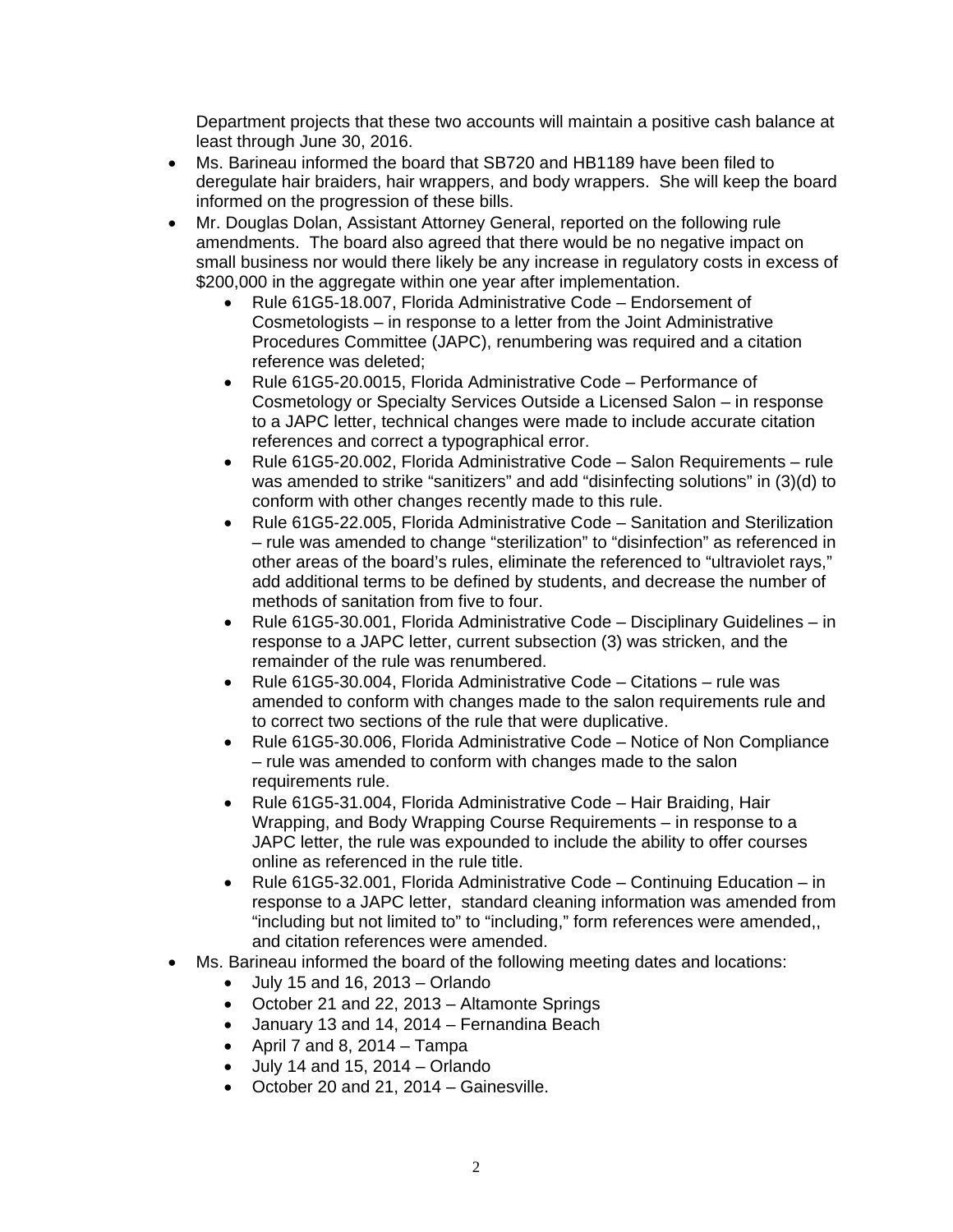Department projects that these two accounts will maintain a positive cash balance at least through June 30, 2016.

- Ms. Barineau informed the board that SB720 and HB1189 have been filed to deregulate hair braiders, hair wrappers, and body wrappers. She will keep the board informed on the progression of these bills.
- Mr. Douglas Dolan, Assistant Attorney General, reported on the following rule amendments. The board also agreed that there would be no negative impact on small business nor would there likely be any increase in regulatory costs in excess of $200,000 in the aggregate within one year after implementation.
    - Rule 61G5-18.007, Florida Administrative Code – Endorsement of Cosmetologists – in response to a letter from the Joint Administrative Procedures Committee (JAPC), renumbering was required and a citation reference was deleted;
    - Rule 61G5-20.0015, Florida Administrative Code – Performance of Cosmetology or Specialty Services Outside a Licensed Salon – in response to a JAPC letter, technical changes were made to include accurate citation references and correct a typographical error.
    - Rule 61G5-20.002, Florida Administrative Code – Salon Requirements – rule was amended to strike "sanitizers" and add "disinfecting solutions" in (3)(d) to conform with other changes recently made to this rule.
    - Rule 61G5-22.005, Florida Administrative Code – Sanitation and Sterilization – rule was amended to change "sterilization" to "disinfection" as referenced in other areas of the board's rules, eliminate the referenced to "ultraviolet rays," add additional terms to be defined by students, and decrease the number of methods of sanitation from five to four.
    - Rule 61G5-30.001, Florida Administrative Code – Disciplinary Guidelines – in response to a JAPC letter, current subsection (3) was stricken, and the remainder of the rule was renumbered.
    - Rule 61G5-30.004, Florida Administrative Code – Citations – rule was amended to conform with changes made to the salon requirements rule and to correct two sections of the rule that were duplicative.
    - Rule 61G5-30.006, Florida Administrative Code – Notice of Non Compliance – rule was amended to conform with changes made to the salon requirements rule.
    - Rule 61G5-31.004, Florida Administrative Code – Hair Braiding, Hair Wrapping, and Body Wrapping Course Requirements – in response to a JAPC letter, the rule was expounded to include the ability to offer courses online as referenced in the rule title.
    - Rule 61G5-32.001, Florida Administrative Code – Continuing Education – in response to a JAPC letter, standard cleaning information was amended from "including but not limited to" to "including," form references were amended,, and citation references were amended.
- Ms. Barineau informed the board of the following meeting dates and locations:
    - July 15 and 16, 2013 – Orlando
    - October 21 and 22, 2013 – Altamonte Springs
    - January 13 and 14, 2014 – Fernandina Beach
    - April 7 and 8, 2014 – Tampa
    - July 14 and 15, 2014 – Orlando
    - October 20 and 21, 2014 – Gainesville.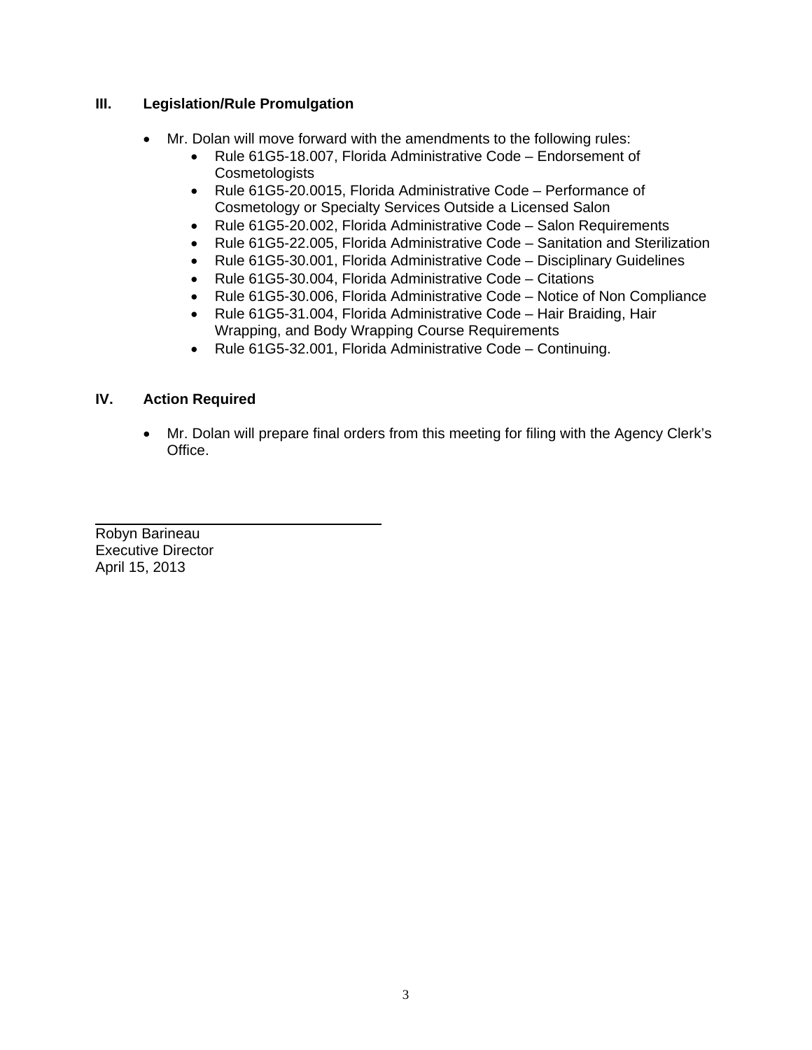## III. Legislation/Rule Promulgation

- Mr. Dolan will move forward with the amendments to the following rules:
  - Rule 61G5-18.007, Florida Administrative Code – Endorsement of Cosmetologists
  - Rule 61G5-20.0015, Florida Administrative Code – Performance of Cosmetology or Specialty Services Outside a Licensed Salon
  - Rule 61G5-20.002, Florida Administrative Code – Salon Requirements
  - Rule 61G5-22.005, Florida Administrative Code – Sanitation and Sterilization
  - Rule 61G5-30.001, Florida Administrative Code – Disciplinary Guidelines
  - Rule 61G5-30.004, Florida Administrative Code – Citations
  - Rule 61G5-30.006, Florida Administrative Code – Notice of Non Compliance
  - Rule 61G5-31.004, Florida Administrative Code – Hair Braiding, Hair Wrapping, and Body Wrapping Course Requirements
  - Rule 61G5-32.001, Florida Administrative Code – Continuing.

## IV. Action Required

- Mr. Dolan will prepare final orders from this meeting for filing with the Agency Clerk's Office.

Robyn Barineau
Executive Director
April 15, 2013